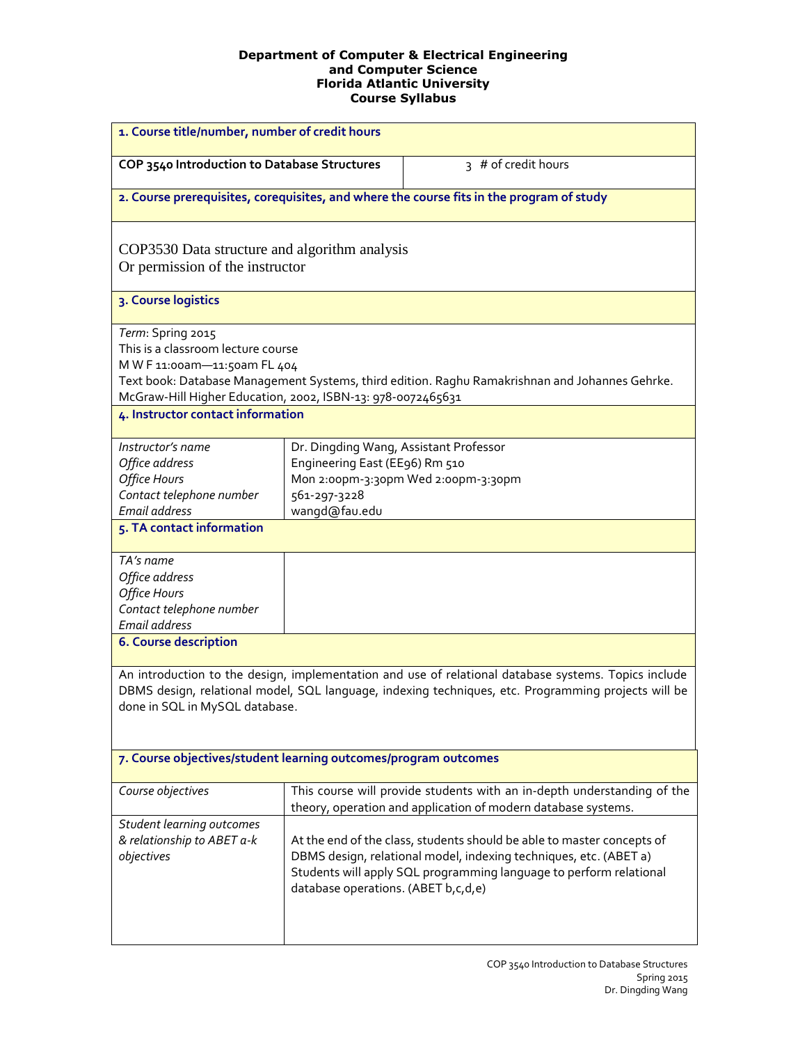**Department of Computer & Electrical Engineering**
**and Computer Science**
**Florida Atlantic University**
**Course Syllabus**

### 1. Course title/number, number of credit hours

| COP 3540 Introduction to Database Structures | 3 # of credit hours |
|---|---|

### 2. Course prerequisites, corequisites, and where the course fits in the program of study

COP3530 Data structure and algorithm analysis
Or permission of the instructor

### 3. Course logistics

*Term*: Spring 2015
This is a classroom lecture course
M W F 11:00am—11:50am FL 404
Text book: Database Management Systems, third edition. Raghu Ramakrishnan and Johannes Gehrke. McGraw-Hill Higher Education, 2002, ISBN-13: 978-0072465631

### 4. Instructor contact information

| | |
|---|---|
| *Instructor's name* | Dr. Dingding Wang, Assistant Professor |
| *Office address* | Engineering East (EE96) Rm 510 |
| *Office Hours* | Mon 2:00pm-3:30pm Wed 2:00pm-3:30pm |
| *Contact telephone number* | 561-297-3228 |
| *Email address* | wangd@fau.edu |

### 5. TA contact information

| | |
|---|---|
| *TA's name* | |
| *Office address* | |
| *Office Hours* | |
| *Contact telephone number* | |
| *Email address* | |

### 6. Course description

An introduction to the design, implementation and use of relational database systems. Topics include DBMS design, relational model, SQL language, indexing techniques, etc. Programming projects will be done in SQL in MySQL database.

### 7. Course objectives/student learning outcomes/program outcomes

| | |
|---|---|
| *Course objectives* | This course will provide students with an in-depth understanding of the theory, operation and application of modern database systems. |
| *Student learning outcomes & relationship to ABET a-k objectives* | At the end of the class, students should be able to master concepts of DBMS design, relational model, indexing techniques, etc. (ABET a) Students will apply SQL programming language to perform relational database operations. (ABET b,c,d,e) |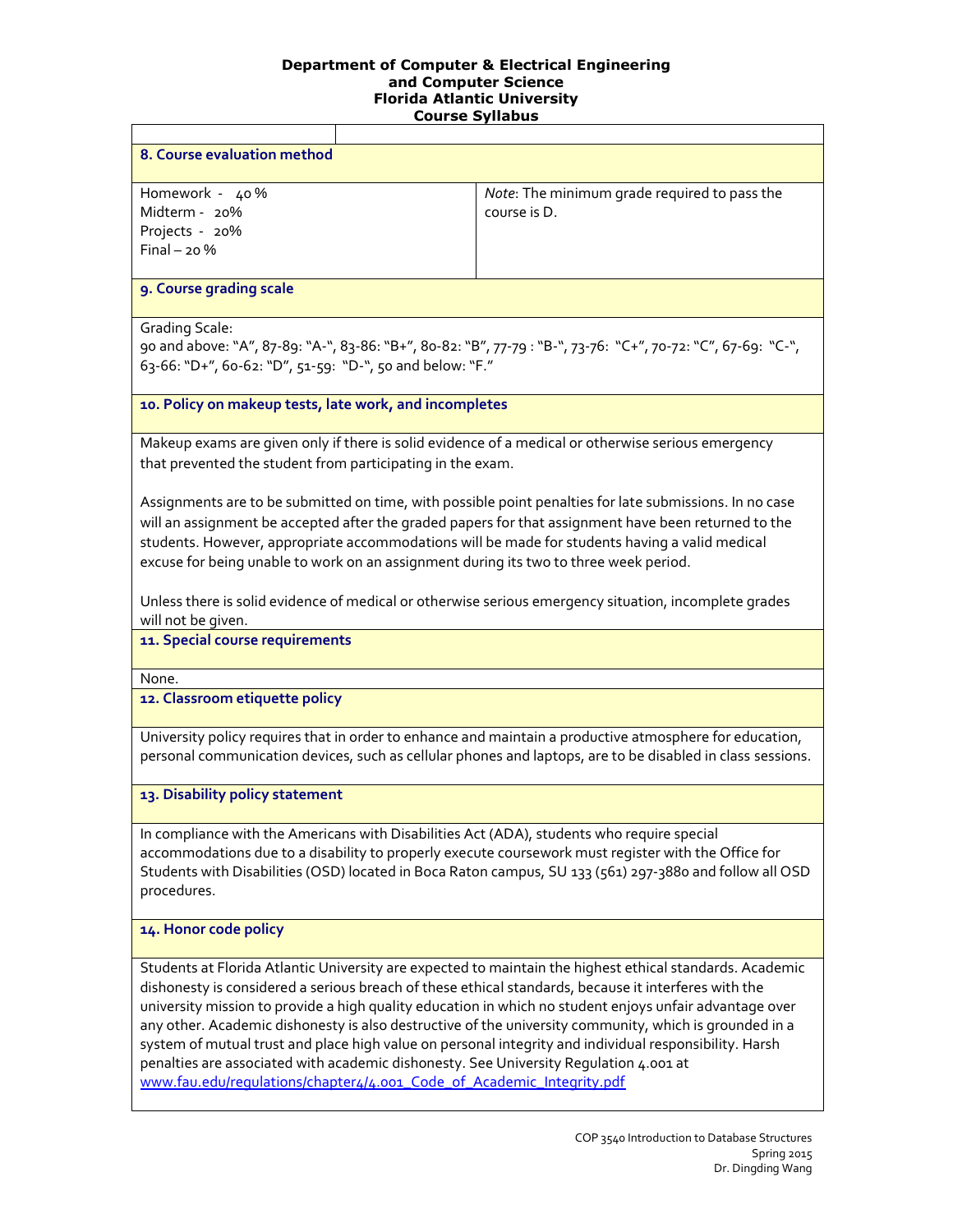**Department of Computer & Electrical Engineering and Computer Science**
**Florida Atlantic University**
**Course Syllabus**

### 8. Course evaluation method

| | |
|---|---|
| Homework - 40 %<br>Midterm - 20%<br>Projects - 20%<br>Final – 20 % | *Note*: The minimum grade required to pass the course is D. |

### 9. Course grading scale

Grading Scale:
90 and above: "A", 87-89: "A-", 83-86: "B+", 80-82: "B", 77-79 : "B-", 73-76: "C+", 70-72: "C", 67-69: "C-", 63-66: "D+", 60-62: "D", 51-59: "D-", 50 and below: "F."

### 10. Policy on makeup tests, late work, and incompletes

Makeup exams are given only if there is solid evidence of a medical or otherwise serious emergency that prevented the student from participating in the exam.

Assignments are to be submitted on time, with possible point penalties for late submissions. In no case will an assignment be accepted after the graded papers for that assignment have been returned to the students. However, appropriate accommodations will be made for students having a valid medical excuse for being unable to work on an assignment during its two to three week period.

Unless there is solid evidence of medical or otherwise serious emergency situation, incomplete grades will not be given.

### 11. Special course requirements

None.

### 12. Classroom etiquette policy

University policy requires that in order to enhance and maintain a productive atmosphere for education, personal communication devices, such as cellular phones and laptops, are to be disabled in class sessions.

### 13. Disability policy statement

In compliance with the Americans with Disabilities Act (ADA), students who require special accommodations due to a disability to properly execute coursework must register with the Office for Students with Disabilities (OSD) located in Boca Raton campus, SU 133 (561) 297-3880 and follow all OSD procedures.

### 14. Honor code policy

Students at Florida Atlantic University are expected to maintain the highest ethical standards. Academic dishonesty is considered a serious breach of these ethical standards, because it interferes with the university mission to provide a high quality education in which no student enjoys unfair advantage over any other. Academic dishonesty is also destructive of the university community, which is grounded in a system of mutual trust and place high value on personal integrity and individual responsibility. Harsh penalties are associated with academic dishonesty. See University Regulation 4.001 at [www.fau.edu/regulations/chapter4/4.001_Code_of_Academic_Integrity.pdf](www.fau.edu/regulations/chapter4/4.001_Code_of_Academic_Integrity.pdf)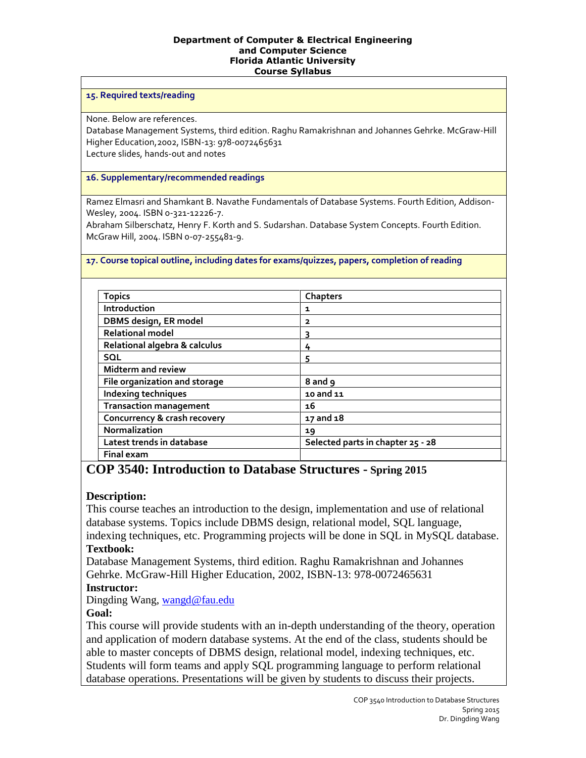**Department of Computer & Electrical Engineering and Computer Science**
**Florida Atlantic University**
**Course Syllabus**

**15. Required texts/reading**

None. Below are references.
Database Management Systems, third edition. Raghu Ramakrishnan and Johannes Gehrke. McGraw-Hill Higher Education,2002, ISBN-13: 978-0072465631
Lecture slides, hands-out and notes

**16. Supplementary/recommended readings**

Ramez Elmasri and Shamkant B. Navathe Fundamentals of Database Systems. Fourth Edition, Addison-Wesley, 2004. ISBN 0-321-12226-7.
Abraham Silberschatz, Henry F. Korth and S. Sudarshan. Database System Concepts. Fourth Edition. McGraw Hill, 2004. ISBN 0-07-255481-9.

**17. Course topical outline, including dates for exams/quizzes, papers, completion of reading**

| Topics | Chapters |
|---|---|
| Introduction | 1 |
| DBMS design, ER model | 2 |
| Relational model | 3 |
| Relational algebra & calculus | 4 |
| SQL | 5 |
| Midterm and review | |
| File organization and storage | 8 and 9 |
| Indexing techniques | 10 and 11 |
| Transaction management | 16 |
| Concurrency & crash recovery | 17 and 18 |
| Normalization | 19 |
| Latest trends in database | Selected parts in chapter 25 - 28 |
| Final exam | |

## COP 3540: Introduction to Database Structures - Spring 2015

**Description:**
This course teaches an introduction to the design, implementation and use of relational database systems. Topics include DBMS design, relational model, SQL language, indexing techniques, etc. Programming projects will be done in SQL in MySQL database.

**Textbook:**
Database Management Systems, third edition. Raghu Ramakrishnan and Johannes Gehrke. McGraw-Hill Higher Education, 2002, ISBN-13: 978-0072465631

**Instructor:**
Dingding Wang, wangd@fau.edu

**Goal:**
This course will provide students with an in-depth understanding of the theory, operation and application of modern database systems. At the end of the class, students should be able to master concepts of DBMS design, relational model, indexing techniques, etc. Students will form teams and apply SQL programming language to perform relational database operations. Presentations will be given by students to discuss their projects.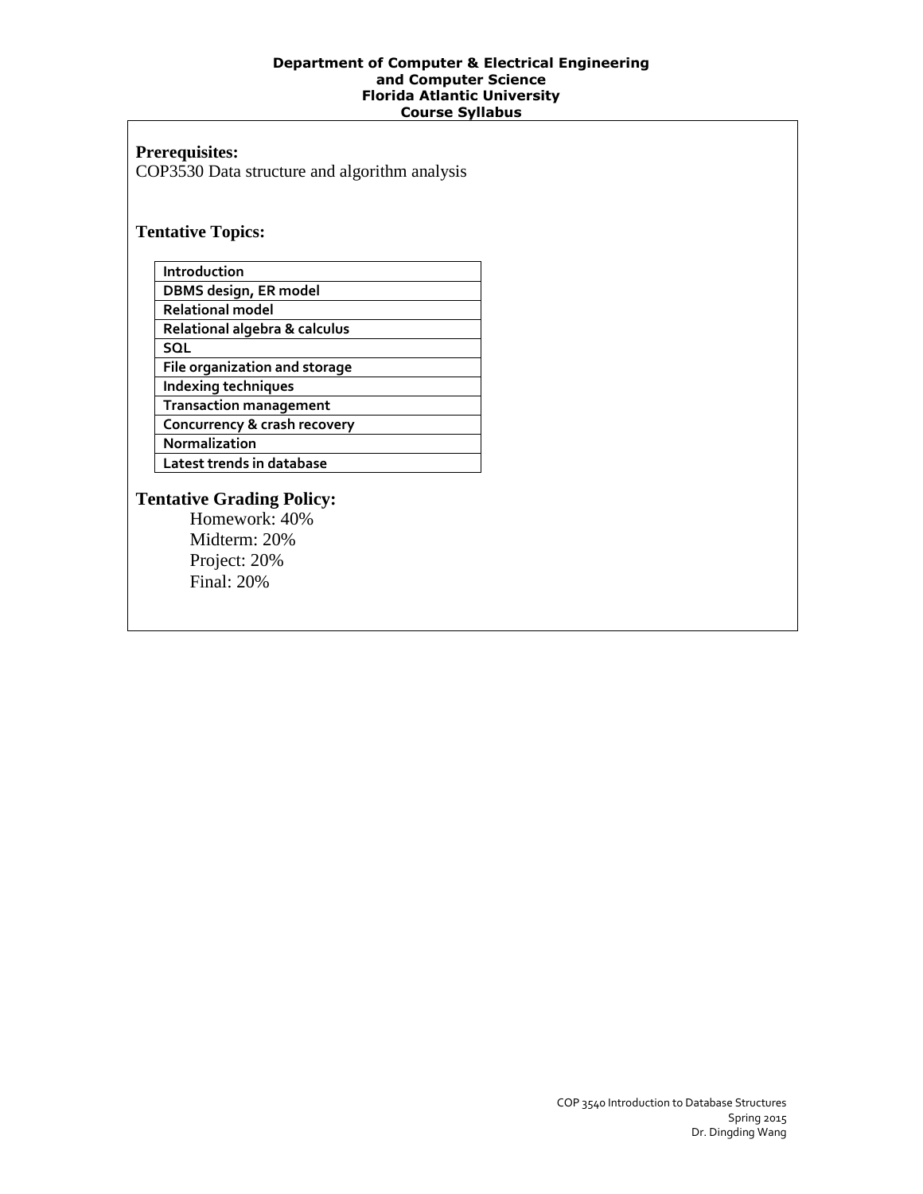**Prerequisites:**

COP3530 Data structure and algorithm analysis

**Tentative Topics:**

| |
|---|
| **Introduction** |
| **DBMS design, ER model** |
| **Relational model** |
| **Relational algebra & calculus** |
| **SQL** |
| **File organization and storage** |
| **Indexing techniques** |
| **Transaction management** |
| **Concurrency & crash recovery** |
| **Normalization** |
| **Latest trends in database** |

**Tentative Grading Policy:**

Homework: 40%
Midterm: 20%
Project: 20%
Final: 20%